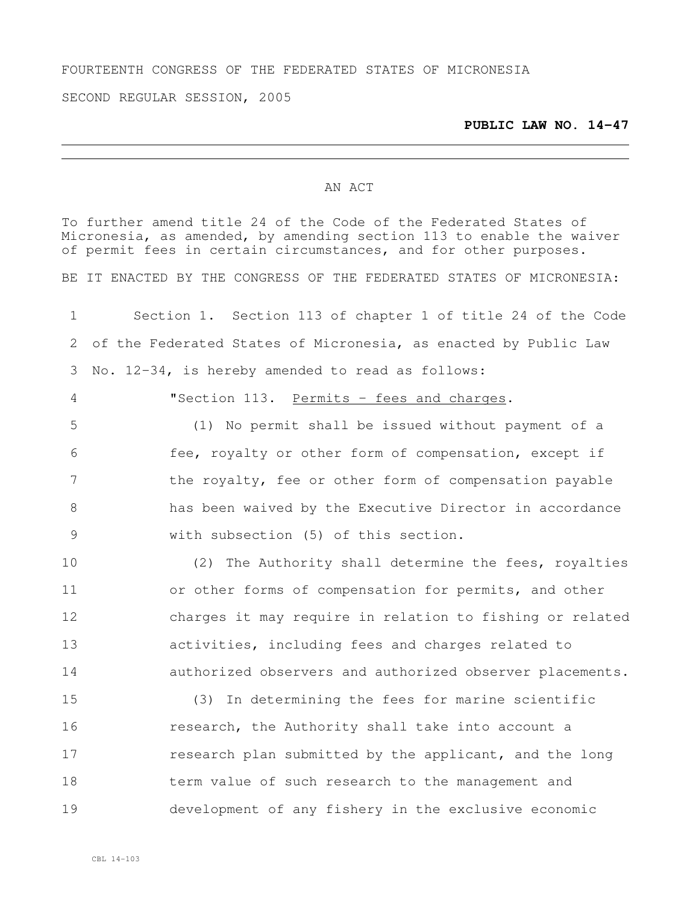FOURTEENTH CONGRESS OF THE FEDERATED STATES OF MICRONESIA

SECOND REGULAR SESSION, 2005

**PUBLIC LAW NO. 14-47**

---

AN ACT

To further amend title 24 of the Code of the Federated States of Micronesia, as amended, by amending section 113 to enable the waiver of permit fees in certain circumstances, and for other purposes.

BE IT ENACTED BY THE CONGRESS OF THE FEDERATED STATES OF MICRONESIA:

Section 1. Section 113 of chapter 1 of title 24 of the Code of the Federated States of Micronesia, as enacted by Public Law No. 12-34, is hereby amended to read as follows:

"Section 113. Permits - fees and charges.

(1) No permit shall be issued without payment of a fee, royalty or other form of compensation, except if the royalty, fee or other form of compensation payable has been waived by the Executive Director in accordance with subsection (5) of this section.

(2) The Authority shall determine the fees, royalties or other forms of compensation for permits, and other charges it may require in relation to fishing or related activities, including fees and charges related to authorized observers and authorized observer placements.

(3) In determining the fees for marine scientific research, the Authority shall take into account a research plan submitted by the applicant, and the long term value of such research to the management and development of any fishery in the exclusive economic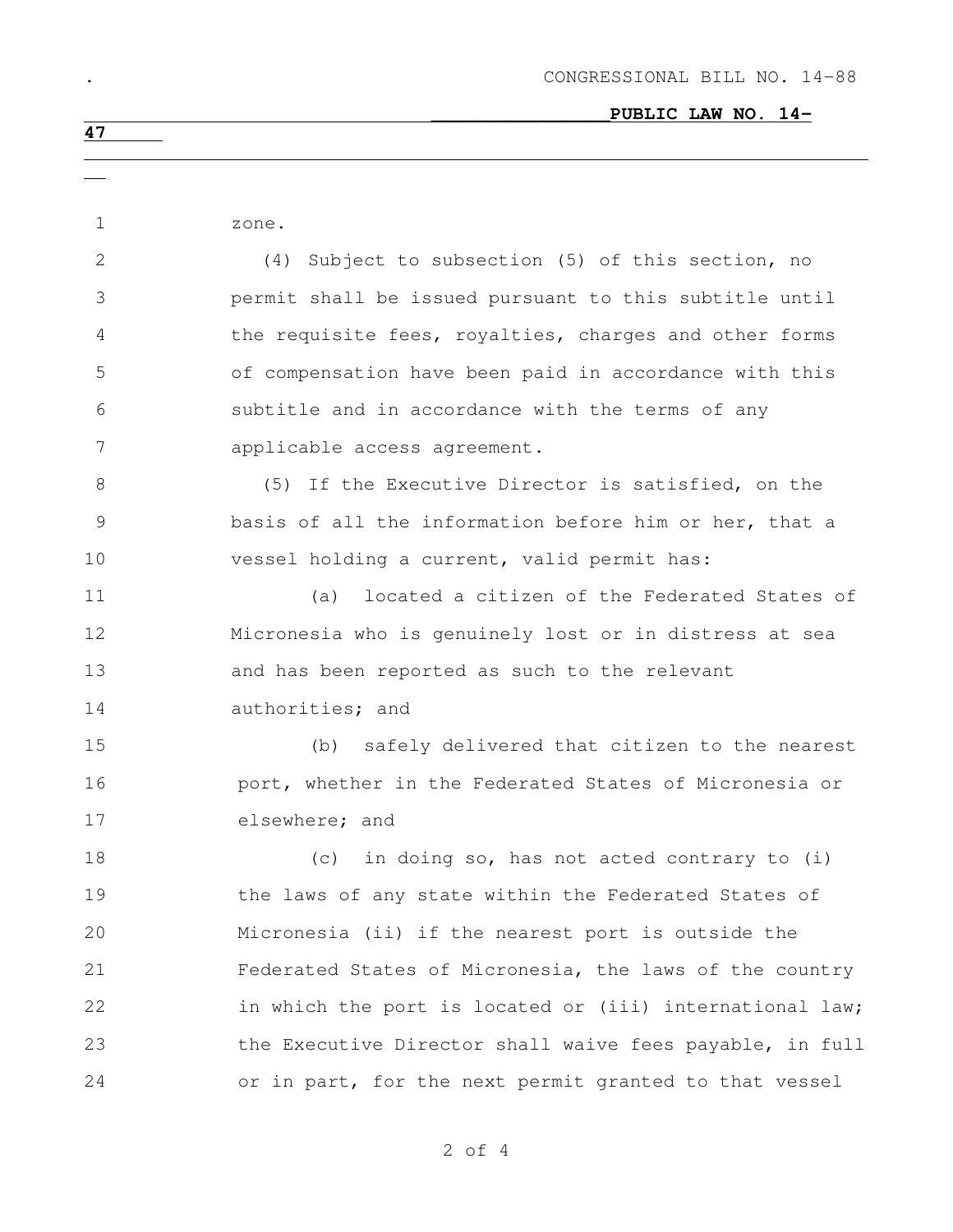zone.

(4) Subject to subsection (5) of this section, no permit shall be issued pursuant to this subtitle until the requisite fees, royalties, charges and other forms of compensation have been paid in accordance with this subtitle and in accordance with the terms of any applicable access agreement.

(5) If the Executive Director is satisfied, on the basis of all the information before him or her, that a vessel holding a current, valid permit has:

(a) located a citizen of the Federated States of Micronesia who is genuinely lost or in distress at sea and has been reported as such to the relevant authorities; and

(b) safely delivered that citizen to the nearest port, whether in the Federated States of Micronesia or elsewhere; and

(c) in doing so, has not acted contrary to (i) the laws of any state within the Federated States of Micronesia (ii) if the nearest port is outside the Federated States of Micronesia, the laws of the country in which the port is located or (iii) international law; the Executive Director shall waive fees payable, in full or in part, for the next permit granted to that vessel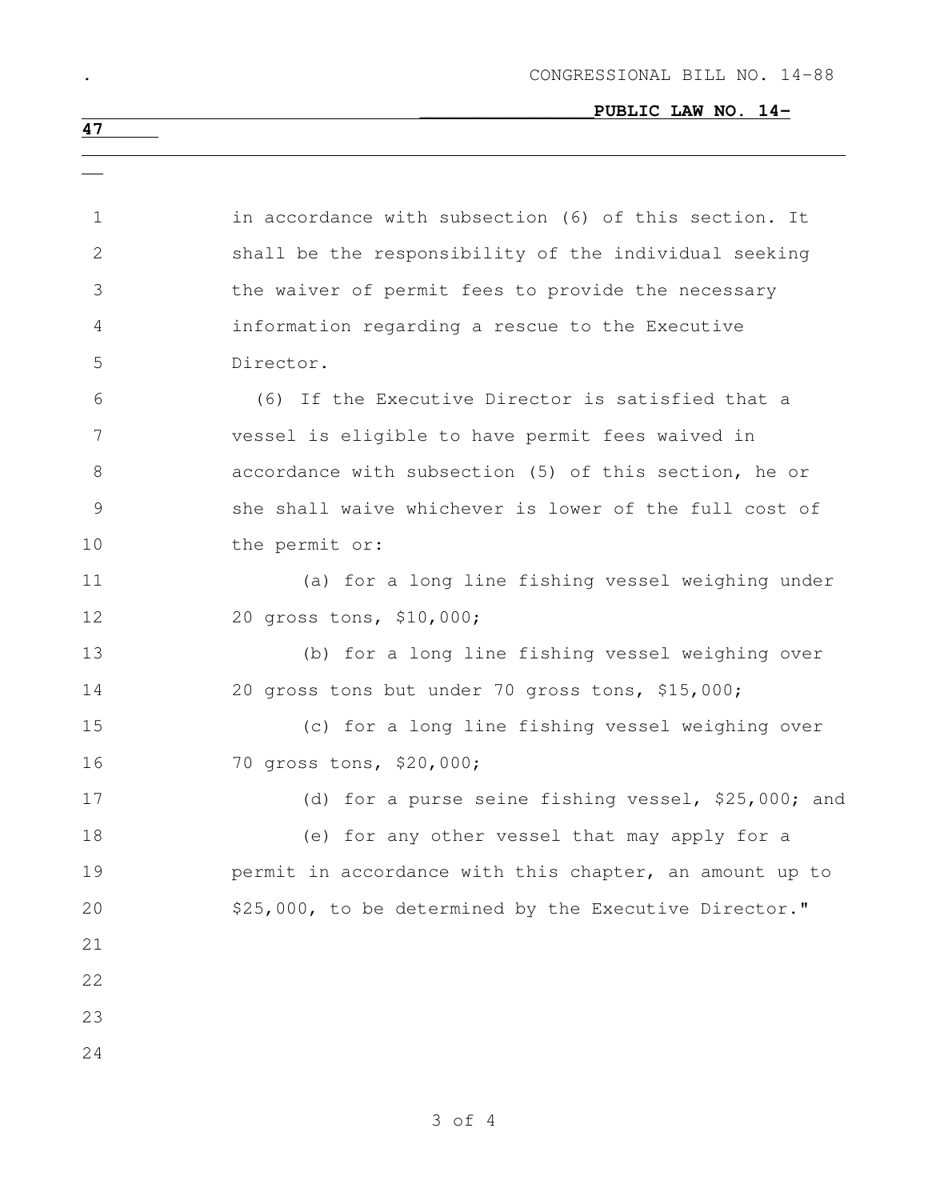in accordance with subsection (6) of this section. It shall be the responsibility of the individual seeking the waiver of permit fees to provide the necessary information regarding a rescue to the Executive Director.

(6) If the Executive Director is satisfied that a vessel is eligible to have permit fees waived in accordance with subsection (5) of this section, he or she shall waive whichever is lower of the full cost of the permit or:

(a) for a long line fishing vessel weighing under 20 gross tons, $10,000;

(b) for a long line fishing vessel weighing over 20 gross tons but under 70 gross tons, $15,000;

(c) for a long line fishing vessel weighing over 70 gross tons, $20,000;

(d) for a purse seine fishing vessel, $25,000; and

(e) for any other vessel that may apply for a permit in accordance with this chapter, an amount up to $25,000, to be determined by the Executive Director."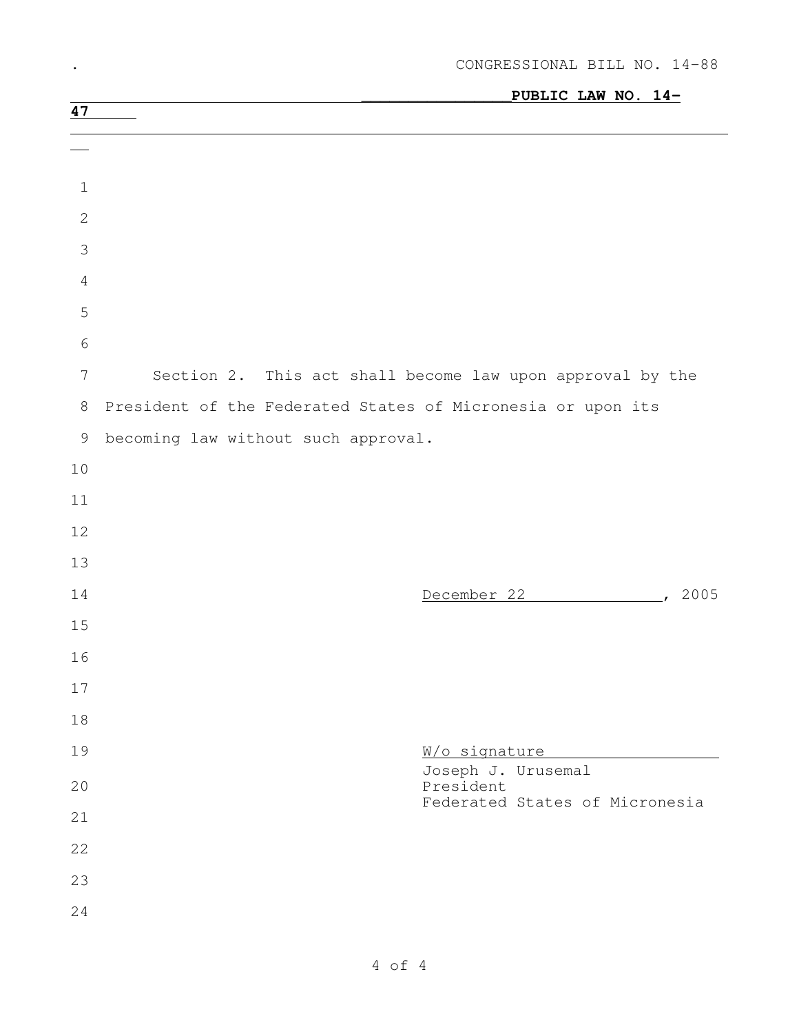CONGRESSIONAL BILL NO. 14-88

**PUBLIC LAW NO. 14-47**

Section 2. This act shall become law upon approval by the President of the Federated States of Micronesia or upon its becoming law without such approval.

December 22, 2005

W/o signature
Joseph J. Urusemal
President
Federated States of Micronesia